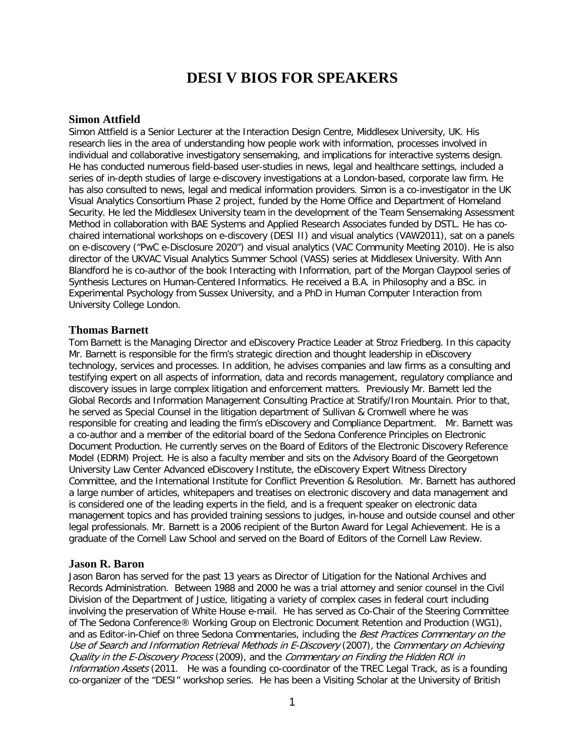# DESI V BIOS FOR SPEAKERS

## Simon Attfield

Simon Attfield is a Senior Lecturer at the Interaction Design Centre, Middlesex University, UK. His research lies in the area of understanding how people work with information, processes involved in individual and collaborative investigatory sensemaking, and implications for interactive systems design. He has conducted numerous field-based user-studies in news, legal and healthcare settings, included a series of in-depth studies of large e-discovery investigations at a London-based, corporate law firm. He has also consulted to news, legal and medical information providers. Simon is a co-investigator in the UK Visual Analytics Consortium Phase 2 project, funded by the Home Office and Department of Homeland Security. He led the Middlesex University team in the development of the Team Sensemaking Assessment Method in collaboration with BAE Systems and Applied Research Associates funded by DSTL. He has co-chaired international workshops on e-discovery (DESI II) and visual analytics (VAW2011), sat on a panels on e-discovery ("PwC e-Disclosure 2020") and visual analytics (VAC Community Meeting 2010). He is also director of the UKVAC Visual Analytics Summer School (VASS) series at Middlesex University. With Ann Blandford he is co-author of the book Interacting with Information, part of the Morgan Claypool series of Synthesis Lectures on Human-Centered Informatics. He received a B.A. in Philosophy and a BSc. in Experimental Psychology from Sussex University, and a PhD in Human Computer Interaction from University College London.

## Thomas Barnett

Tom Barnett is the Managing Director and eDiscovery Practice Leader at Stroz Friedberg. In this capacity Mr. Barnett is responsible for the firm's strategic direction and thought leadership in eDiscovery technology, services and processes. In addition, he advises companies and law firms as a consulting and testifying expert on all aspects of information, data and records management, regulatory compliance and discovery issues in large complex litigation and enforcement matters. Previously Mr. Barnett led the Global Records and Information Management Consulting Practice at Stratify/Iron Mountain. Prior to that, he served as Special Counsel in the litigation department of Sullivan & Cromwell where he was responsible for creating and leading the firm's eDiscovery and Compliance Department. Mr. Barnett was a co-author and a member of the editorial board of the Sedona Conference Principles on Electronic Document Production. He currently serves on the Board of Editors of the Electronic Discovery Reference Model (EDRM) Project. He is also a faculty member and sits on the Advisory Board of the Georgetown University Law Center Advanced eDiscovery Institute, the eDiscovery Expert Witness Directory Committee, and the International Institute for Conflict Prevention & Resolution. Mr. Barnett has authored a large number of articles, whitepapers and treatises on electronic discovery and data management and is considered one of the leading experts in the field, and is a frequent speaker on electronic data management topics and has provided training sessions to judges, in-house and outside counsel and other legal professionals. Mr. Barnett is a 2006 recipient of the Burton Award for Legal Achievement. He is a graduate of the Cornell Law School and served on the Board of Editors of the Cornell Law Review.

## Jason R. Baron

Jason Baron has served for the past 13 years as Director of Litigation for the National Archives and Records Administration. Between 1988 and 2000 he was a trial attorney and senior counsel in the Civil Division of the Department of Justice, litigating a variety of complex cases in federal court including involving the preservation of White House e-mail. He has served as Co-Chair of the Steering Committee of The Sedona Conference® Working Group on Electronic Document Retention and Production (WG1), and as Editor-in-Chief on three Sedona Commentaries, including the *Best Practices Commentary on the Use of Search and Information Retrieval Methods in E-Discovery* (2007), the *Commentary on Achieving Quality in the E-Discovery Process* (2009), and the *Commentary on Finding the Hidden ROI in Information Assets* (2011. He was a founding co-coordinator of the TREC Legal Track, as is a founding co-organizer of the "DESI" workshop series. He has been a Visiting Scholar at the University of British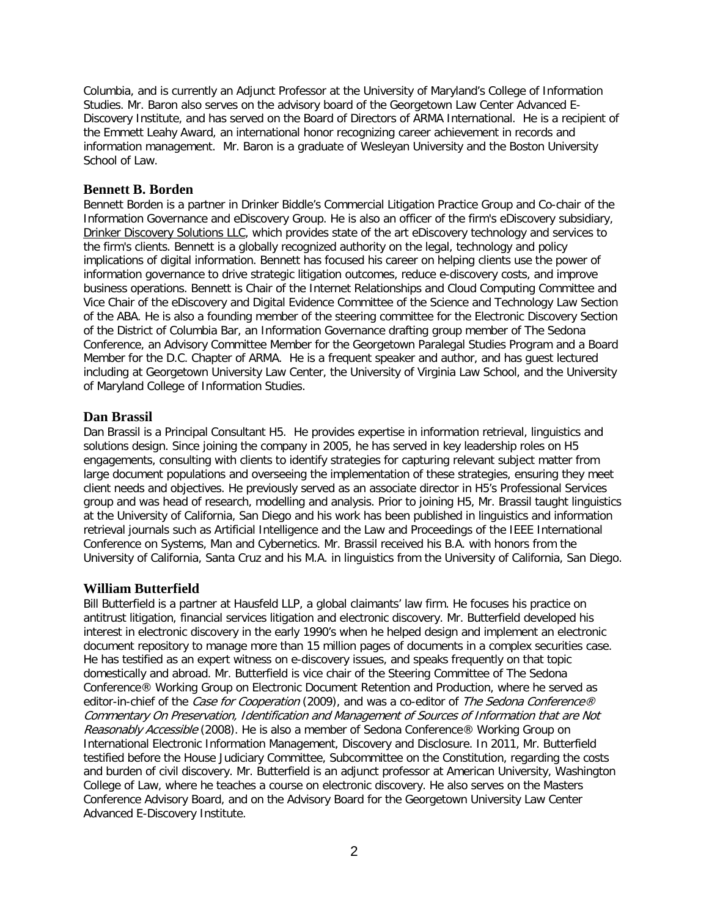Columbia, and is currently an Adjunct Professor at the University of Maryland's College of Information Studies. Mr. Baron also serves on the advisory board of the Georgetown Law Center Advanced E-Discovery Institute, and has served on the Board of Directors of ARMA International. He is a recipient of the Emmett Leahy Award, an international honor recognizing career achievement in records and information management. Mr. Baron is a graduate of Wesleyan University and the Boston University School of Law.

### Bennett B. Borden

Bennett Borden is a partner in Drinker Biddle's Commercial Litigation Practice Group and Co-chair of the Information Governance and eDiscovery Group. He is also an officer of the firm's eDiscovery subsidiary, Drinker Discovery Solutions LLC, which provides state of the art eDiscovery technology and services to the firm's clients. Bennett is a globally recognized authority on the legal, technology and policy implications of digital information. Bennett has focused his career on helping clients use the power of information governance to drive strategic litigation outcomes, reduce e-discovery costs, and improve business operations. Bennett is Chair of the Internet Relationships and Cloud Computing Committee and Vice Chair of the eDiscovery and Digital Evidence Committee of the Science and Technology Law Section of the ABA. He is also a founding member of the steering committee for the Electronic Discovery Section of the District of Columbia Bar, an Information Governance drafting group member of The Sedona Conference, an Advisory Committee Member for the Georgetown Paralegal Studies Program and a Board Member for the D.C. Chapter of ARMA. He is a frequent speaker and author, and has guest lectured including at Georgetown University Law Center, the University of Virginia Law School, and the University of Maryland College of Information Studies.

### Dan Brassil

Dan Brassil is a Principal Consultant H5. He provides expertise in information retrieval, linguistics and solutions design. Since joining the company in 2005, he has served in key leadership roles on H5 engagements, consulting with clients to identify strategies for capturing relevant subject matter from large document populations and overseeing the implementation of these strategies, ensuring they meet client needs and objectives. He previously served as an associate director in H5's Professional Services group and was head of research, modelling and analysis. Prior to joining H5, Mr. Brassil taught linguistics at the University of California, San Diego and his work has been published in linguistics and information retrieval journals such as Artificial Intelligence and the Law and Proceedings of the IEEE International Conference on Systems, Man and Cybernetics. Mr. Brassil received his B.A. with honors from the University of California, Santa Cruz and his M.A. in linguistics from the University of California, San Diego.

### William Butterfield

Bill Butterfield is a partner at Hausfeld LLP, a global claimants' law firm. He focuses his practice on antitrust litigation, financial services litigation and electronic discovery. Mr. Butterfield developed his interest in electronic discovery in the early 1990's when he helped design and implement an electronic document repository to manage more than 15 million pages of documents in a complex securities case. He has testified as an expert witness on e-discovery issues, and speaks frequently on that topic domestically and abroad. Mr. Butterfield is vice chair of the Steering Committee of The Sedona Conference® Working Group on Electronic Document Retention and Production, where he served as editor-in-chief of the *Case for Cooperation* (2009), and was a co-editor of *The Sedona Conference® Commentary On Preservation, Identification and Management of Sources of Information that are Not Reasonably Accessible* (2008). He is also a member of Sedona Conference® Working Group on International Electronic Information Management, Discovery and Disclosure. In 2011, Mr. Butterfield testified before the House Judiciary Committee, Subcommittee on the Constitution, regarding the costs and burden of civil discovery. Mr. Butterfield is an adjunct professor at American University, Washington College of Law, where he teaches a course on electronic discovery. He also serves on the Masters Conference Advisory Board, and on the Advisory Board for the Georgetown University Law Center Advanced E-Discovery Institute.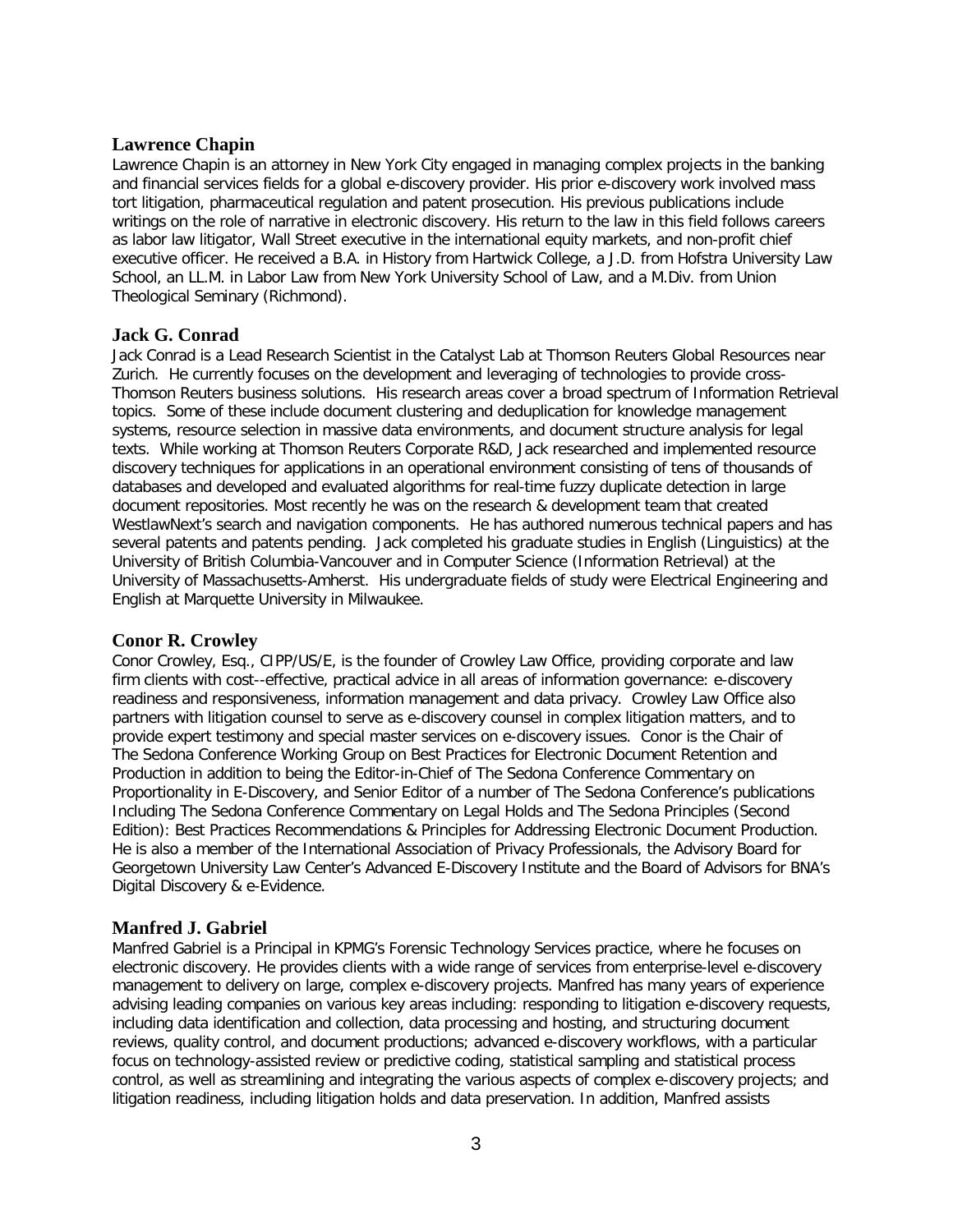### Lawrence Chapin

Lawrence Chapin is an attorney in New York City engaged in managing complex projects in the banking and financial services fields for a global e-discovery provider. His prior e-discovery work involved mass tort litigation, pharmaceutical regulation and patent prosecution. His previous publications include writings on the role of narrative in electronic discovery. His return to the law in this field follows careers as labor law litigator, Wall Street executive in the international equity markets, and non-profit chief executive officer. He received a B.A. in History from Hartwick College, a J.D. from Hofstra University Law School, an LL.M. in Labor Law from New York University School of Law, and a M.Div. from Union Theological Seminary (Richmond).

### Jack G. Conrad

Jack Conrad is a Lead Research Scientist in the Catalyst Lab at Thomson Reuters Global Resources near Zurich. He currently focuses on the development and leveraging of technologies to provide cross-Thomson Reuters business solutions. His research areas cover a broad spectrum of Information Retrieval topics. Some of these include document clustering and deduplication for knowledge management systems, resource selection in massive data environments, and document structure analysis for legal texts. While working at Thomson Reuters Corporate R&D, Jack researched and implemented resource discovery techniques for applications in an operational environment consisting of tens of thousands of databases and developed and evaluated algorithms for real-time fuzzy duplicate detection in large document repositories. Most recently he was on the research & development team that created WestlawNext's search and navigation components. He has authored numerous technical papers and has several patents and patents pending. Jack completed his graduate studies in English (Linguistics) at the University of British Columbia-Vancouver and in Computer Science (Information Retrieval) at the University of Massachusetts-Amherst. His undergraduate fields of study were Electrical Engineering and English at Marquette University in Milwaukee.

### Conor R. Crowley

Conor Crowley, Esq., CIPP/US/E, is the founder of Crowley Law Office, providing corporate and law firm clients with cost--effective, practical advice in all areas of information governance: e-discovery readiness and responsiveness, information management and data privacy. Crowley Law Office also partners with litigation counsel to serve as e-discovery counsel in complex litigation matters, and to provide expert testimony and special master services on e-discovery issues. Conor is the Chair of The Sedona Conference Working Group on Best Practices for Electronic Document Retention and Production in addition to being the Editor-in-Chief of The Sedona Conference Commentary on Proportionality in E-Discovery, and Senior Editor of a number of The Sedona Conference's publications Including The Sedona Conference Commentary on Legal Holds and The Sedona Principles (Second Edition): Best Practices Recommendations & Principles for Addressing Electronic Document Production. He is also a member of the International Association of Privacy Professionals, the Advisory Board for Georgetown University Law Center's Advanced E-Discovery Institute and the Board of Advisors for BNA's Digital Discovery & e-Evidence.

### Manfred J. Gabriel

Manfred Gabriel is a Principal in KPMG's Forensic Technology Services practice, where he focuses on electronic discovery. He provides clients with a wide range of services from enterprise-level e-discovery management to delivery on large, complex e-discovery projects. Manfred has many years of experience advising leading companies on various key areas including: responding to litigation e-discovery requests, including data identification and collection, data processing and hosting, and structuring document reviews, quality control, and document productions; advanced e-discovery workflows, with a particular focus on technology-assisted review or predictive coding, statistical sampling and statistical process control, as well as streamlining and integrating the various aspects of complex e-discovery projects; and litigation readiness, including litigation holds and data preservation. In addition, Manfred assists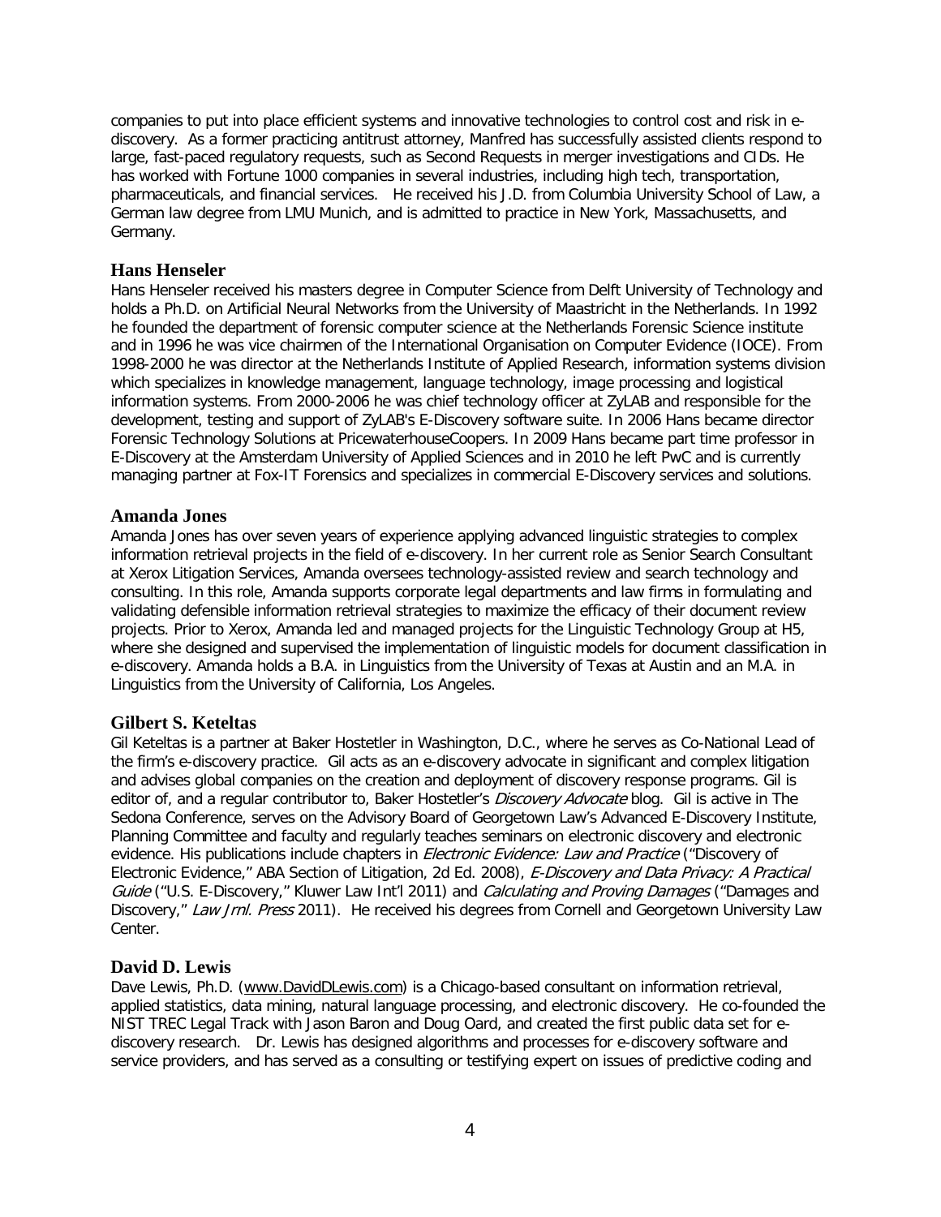companies to put into place efficient systems and innovative technologies to control cost and risk in e-discovery. As a former practicing antitrust attorney, Manfred has successfully assisted clients respond to large, fast-paced regulatory requests, such as Second Requests in merger investigations and CIDs. He has worked with Fortune 1000 companies in several industries, including high tech, transportation, pharmaceuticals, and financial services. He received his J.D. from Columbia University School of Law, a German law degree from LMU Munich, and is admitted to practice in New York, Massachusetts, and Germany.

### Hans Henseler

Hans Henseler received his masters degree in Computer Science from Delft University of Technology and holds a Ph.D. on Artificial Neural Networks from the University of Maastricht in the Netherlands. In 1992 he founded the department of forensic computer science at the Netherlands Forensic Science institute and in 1996 he was vice chairmen of the International Organisation on Computer Evidence (IOCE). From 1998-2000 he was director at the Netherlands Institute of Applied Research, information systems division which specializes in knowledge management, language technology, image processing and logistical information systems. From 2000-2006 he was chief technology officer at ZyLAB and responsible for the development, testing and support of ZyLAB's E-Discovery software suite. In 2006 Hans became director Forensic Technology Solutions at PricewaterhouseCoopers. In 2009 Hans became part time professor in E-Discovery at the Amsterdam University of Applied Sciences and in 2010 he left PwC and is currently managing partner at Fox-IT Forensics and specializes in commercial E-Discovery services and solutions.

### Amanda Jones

Amanda Jones has over seven years of experience applying advanced linguistic strategies to complex information retrieval projects in the field of e-discovery. In her current role as Senior Search Consultant at Xerox Litigation Services, Amanda oversees technology-assisted review and search technology and consulting. In this role, Amanda supports corporate legal departments and law firms in formulating and validating defensible information retrieval strategies to maximize the efficacy of their document review projects. Prior to Xerox, Amanda led and managed projects for the Linguistic Technology Group at H5, where she designed and supervised the implementation of linguistic models for document classification in e-discovery. Amanda holds a B.A. in Linguistics from the University of Texas at Austin and an M.A. in Linguistics from the University of California, Los Angeles.

### Gilbert S. Keteltas

Gil Keteltas is a partner at Baker Hostetler in Washington, D.C., where he serves as Co-National Lead of the firm's e-discovery practice. Gil acts as an e-discovery advocate in significant and complex litigation and advises global companies on the creation and deployment of discovery response programs. Gil is editor of, and a regular contributor to, Baker Hostetler's *Discovery Advocate* blog. Gil is active in The Sedona Conference, serves on the Advisory Board of Georgetown Law's Advanced E-Discovery Institute, Planning Committee and faculty and regularly teaches seminars on electronic discovery and electronic evidence. His publications include chapters in *Electronic Evidence: Law and Practice* ("Discovery of Electronic Evidence," ABA Section of Litigation, 2d Ed. 2008), *E-Discovery and Data Privacy: A Practical Guide* ("U.S. E-Discovery," Kluwer Law Int'l 2011) and *Calculating and Proving Damages* ("Damages and Discovery," *Law Jrnl. Press* 2011). He received his degrees from Cornell and Georgetown University Law Center.

### David D. Lewis

Dave Lewis, Ph.D. (www.DavidDLewis.com) is a Chicago-based consultant on information retrieval, applied statistics, data mining, natural language processing, and electronic discovery. He co-founded the NIST TREC Legal Track with Jason Baron and Doug Oard, and created the first public data set for e-discovery research. Dr. Lewis has designed algorithms and processes for e-discovery software and service providers, and has served as a consulting or testifying expert on issues of predictive coding and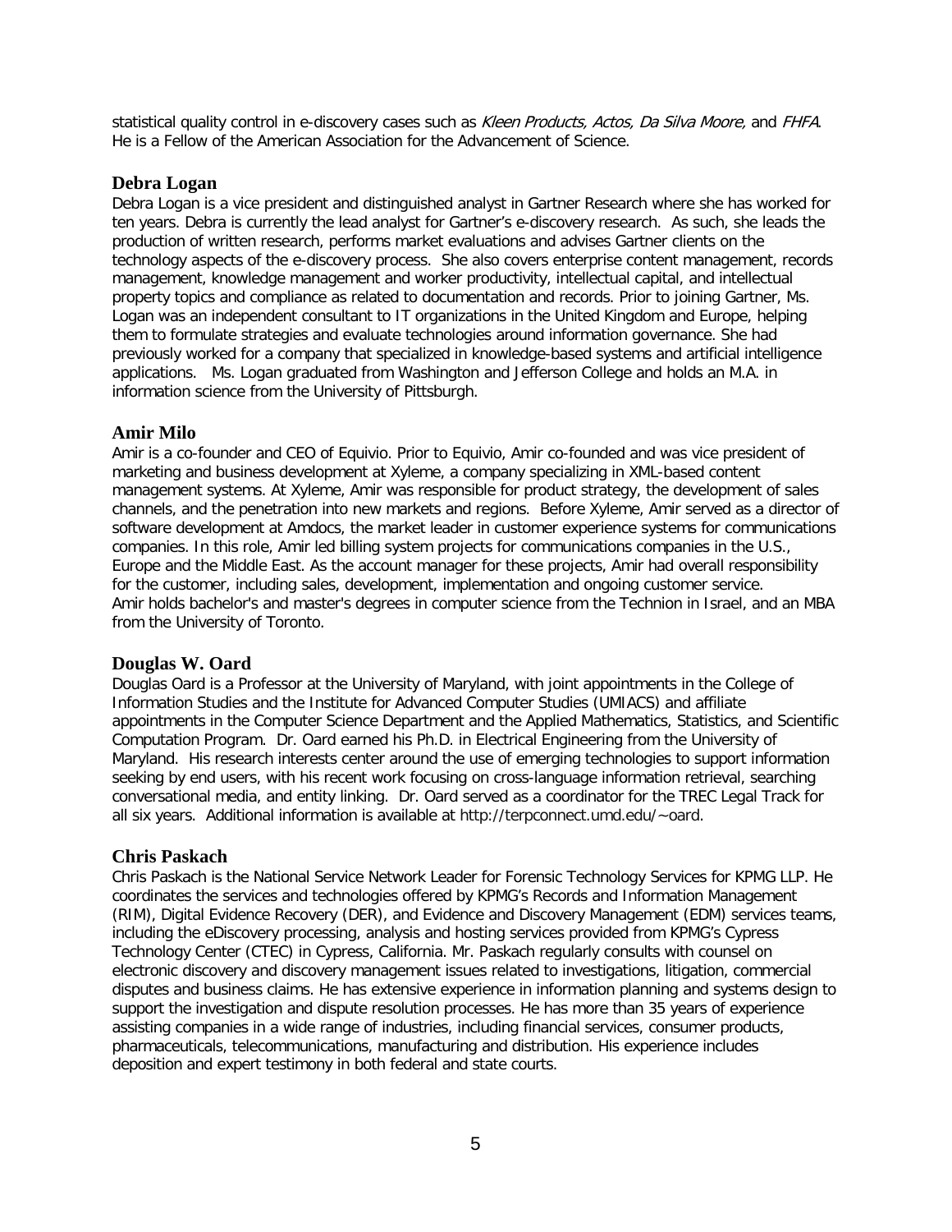statistical quality control in e-discovery cases such as *Kleen Products, Actos, Da Silva Moore,* and *FHFA*. He is a Fellow of the American Association for the Advancement of Science.

### Debra Logan

Debra Logan is a vice president and distinguished analyst in Gartner Research where she has worked for ten years. Debra is currently the lead analyst for Gartner's e-discovery research. As such, she leads the production of written research, performs market evaluations and advises Gartner clients on the technology aspects of the e-discovery process. She also covers enterprise content management, records management, knowledge management and worker productivity, intellectual capital, and intellectual property topics and compliance as related to documentation and records. Prior to joining Gartner, Ms. Logan was an independent consultant to IT organizations in the United Kingdom and Europe, helping them to formulate strategies and evaluate technologies around information governance. She had previously worked for a company that specialized in knowledge-based systems and artificial intelligence applications. Ms. Logan graduated from Washington and Jefferson College and holds an M.A. in information science from the University of Pittsburgh.

### Amir Milo

Amir is a co-founder and CEO of Equivio. Prior to Equivio, Amir co-founded and was vice president of marketing and business development at Xyleme, a company specializing in XML-based content management systems. At Xyleme, Amir was responsible for product strategy, the development of sales channels, and the penetration into new markets and regions. Before Xyleme, Amir served as a director of software development at Amdocs, the market leader in customer experience systems for communications companies. In this role, Amir led billing system projects for communications companies in the U.S., Europe and the Middle East. As the account manager for these projects, Amir had overall responsibility for the customer, including sales, development, implementation and ongoing customer service. Amir holds bachelor's and master's degrees in computer science from the Technion in Israel, and an MBA from the University of Toronto.

### Douglas W. Oard

Douglas Oard is a Professor at the University of Maryland, with joint appointments in the College of Information Studies and the Institute for Advanced Computer Studies (UMIACS) and affiliate appointments in the Computer Science Department and the Applied Mathematics, Statistics, and Scientific Computation Program. Dr. Oard earned his Ph.D. in Electrical Engineering from the University of Maryland. His research interests center around the use of emerging technologies to support information seeking by end users, with his recent work focusing on cross-language information retrieval, searching conversational media, and entity linking. Dr. Oard served as a coordinator for the TREC Legal Track for all six years. Additional information is available at http://terpconnect.umd.edu/~oard.

### Chris Paskach

Chris Paskach is the National Service Network Leader for Forensic Technology Services for KPMG LLP. He coordinates the services and technologies offered by KPMG's Records and Information Management (RIM), Digital Evidence Recovery (DER), and Evidence and Discovery Management (EDM) services teams, including the eDiscovery processing, analysis and hosting services provided from KPMG's Cypress Technology Center (CTEC) in Cypress, California. Mr. Paskach regularly consults with counsel on electronic discovery and discovery management issues related to investigations, litigation, commercial disputes and business claims. He has extensive experience in information planning and systems design to support the investigation and dispute resolution processes. He has more than 35 years of experience assisting companies in a wide range of industries, including financial services, consumer products, pharmaceuticals, telecommunications, manufacturing and distribution. His experience includes deposition and expert testimony in both federal and state courts.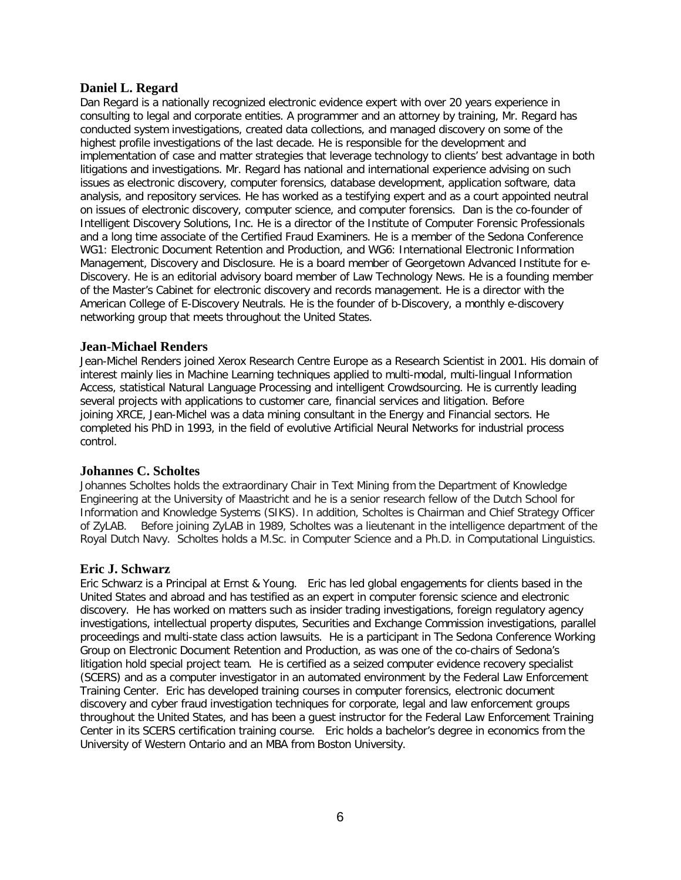### Daniel L. Regard

Dan Regard is a nationally recognized electronic evidence expert with over 20 years experience in consulting to legal and corporate entities. A programmer and an attorney by training, Mr. Regard has conducted system investigations, created data collections, and managed discovery on some of the highest profile investigations of the last decade. He is responsible for the development and implementation of case and matter strategies that leverage technology to clients' best advantage in both litigations and investigations. Mr. Regard has national and international experience advising on such issues as electronic discovery, computer forensics, database development, application software, data analysis, and repository services. He has worked as a testifying expert and as a court appointed neutral on issues of electronic discovery, computer science, and computer forensics. Dan is the co-founder of Intelligent Discovery Solutions, Inc. He is a director of the Institute of Computer Forensic Professionals and a long time associate of the Certified Fraud Examiners. He is a member of the Sedona Conference WG1: Electronic Document Retention and Production, and WG6: International Electronic Information Management, Discovery and Disclosure. He is a board member of Georgetown Advanced Institute for e-Discovery. He is an editorial advisory board member of Law Technology News. He is a founding member of the Master's Cabinet for electronic discovery and records management. He is a director with the American College of E-Discovery Neutrals. He is the founder of b-Discovery, a monthly e-discovery networking group that meets throughout the United States.

### Jean-Michael Renders

Jean-Michel Renders joined Xerox Research Centre Europe as a Research Scientist in 2001. His domain of interest mainly lies in Machine Learning techniques applied to multi-modal, multi-lingual Information Access, statistical Natural Language Processing and intelligent Crowdsourcing. He is currently leading several projects with applications to customer care, financial services and litigation. Before joining XRCE, Jean-Michel was a data mining consultant in the Energy and Financial sectors. He completed his PhD in 1993, in the field of evolutive Artificial Neural Networks for industrial process control.

### Johannes C. Scholtes

Johannes Scholtes holds the extraordinary Chair in Text Mining from the Department of Knowledge Engineering at the University of Maastricht and he is a senior research fellow of the Dutch School for Information and Knowledge Systems (SIKS). In addition, Scholtes is Chairman and Chief Strategy Officer of ZyLAB. Before joining ZyLAB in 1989, Scholtes was a lieutenant in the intelligence department of the Royal Dutch Navy. Scholtes holds a M.Sc. in Computer Science and a Ph.D. in Computational Linguistics.

### Eric J. Schwarz

Eric Schwarz is a Principal at Ernst & Young. Eric has led global engagements for clients based in the United States and abroad and has testified as an expert in computer forensic science and electronic discovery. He has worked on matters such as insider trading investigations, foreign regulatory agency investigations, intellectual property disputes, Securities and Exchange Commission investigations, parallel proceedings and multi-state class action lawsuits. He is a participant in The Sedona Conference Working Group on Electronic Document Retention and Production, as was one of the co-chairs of Sedona's litigation hold special project team. He is certified as a seized computer evidence recovery specialist (SCERS) and as a computer investigator in an automated environment by the Federal Law Enforcement Training Center. Eric has developed training courses in computer forensics, electronic document discovery and cyber fraud investigation techniques for corporate, legal and law enforcement groups throughout the United States, and has been a guest instructor for the Federal Law Enforcement Training Center in its SCERS certification training course. Eric holds a bachelor's degree in economics from the University of Western Ontario and an MBA from Boston University.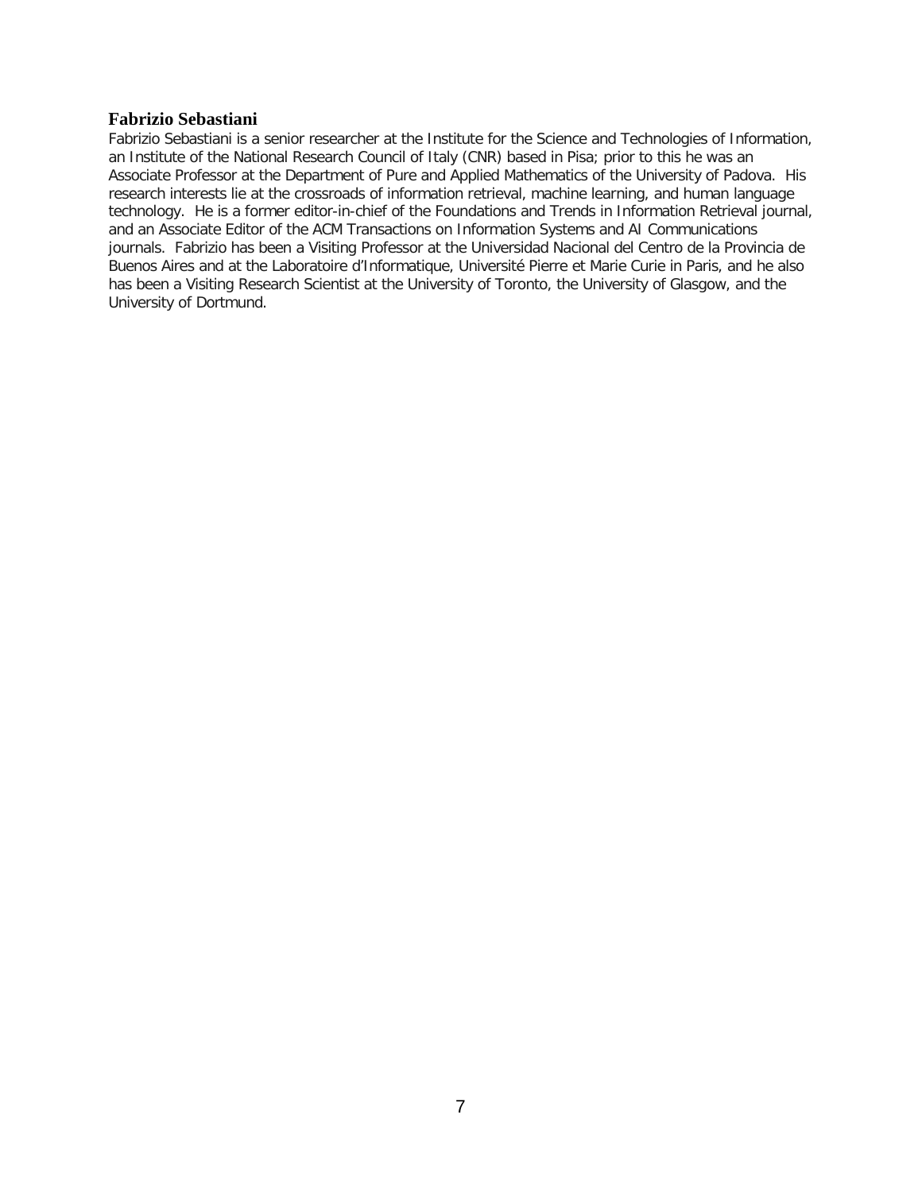### Fabrizio Sebastiani

Fabrizio Sebastiani is a senior researcher at the Institute for the Science and Technologies of Information, an Institute of the National Research Council of Italy (CNR) based in Pisa; prior to this he was an Associate Professor at the Department of Pure and Applied Mathematics of the University of Padova. His research interests lie at the crossroads of information retrieval, machine learning, and human language technology. He is a former editor-in-chief of the Foundations and Trends in Information Retrieval journal, and an Associate Editor of the ACM Transactions on Information Systems and AI Communications journals. Fabrizio has been a Visiting Professor at the Universidad Nacional del Centro de la Provincia de Buenos Aires and at the Laboratoire d'Informatique, Université Pierre et Marie Curie in Paris, and he also has been a Visiting Research Scientist at the University of Toronto, the University of Glasgow, and the University of Dortmund.